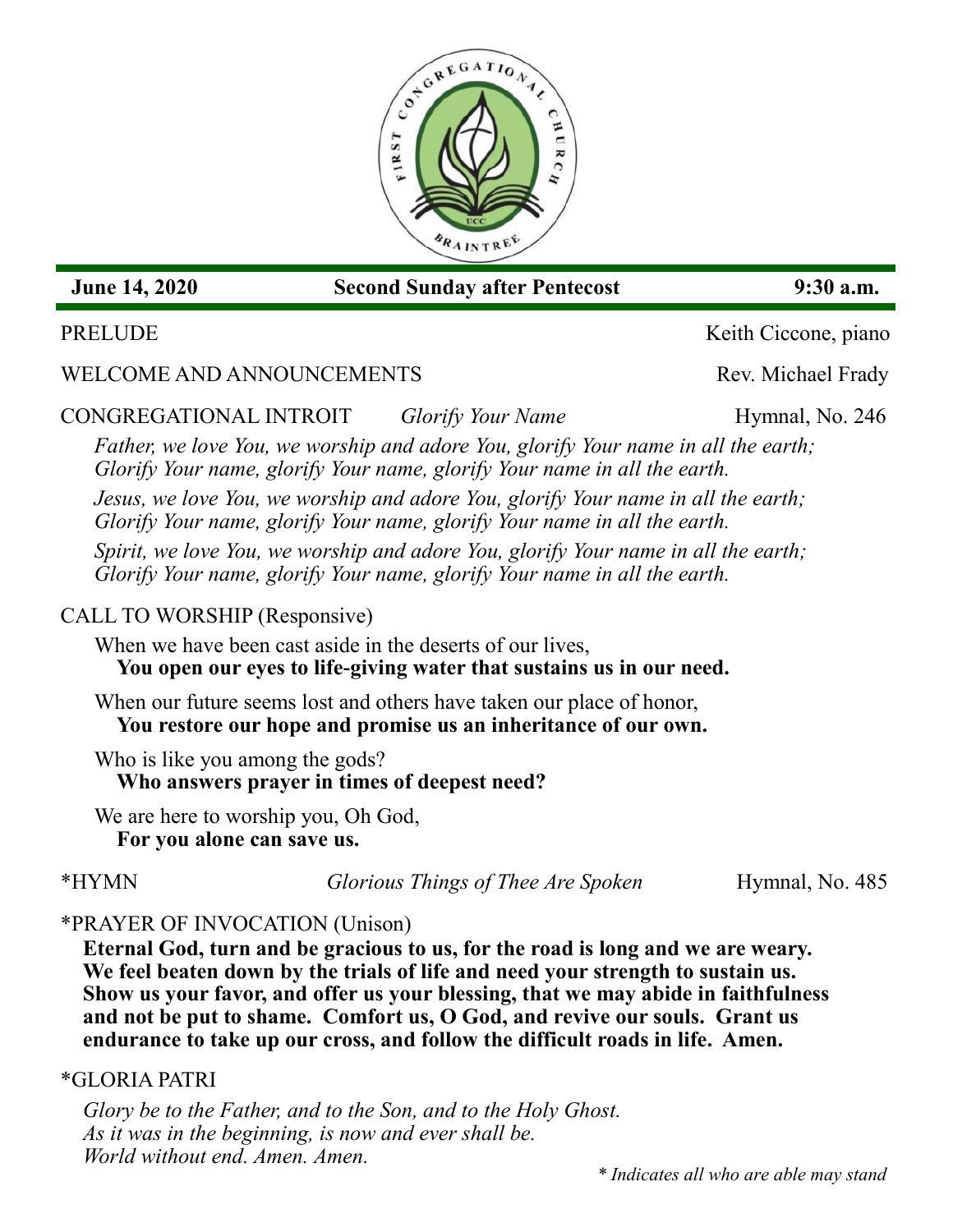**June 14, 2020** **Second Sunday after Pentecost** **9:30 a.m.**

PRELUDE Keith Ciccone, piano

WELCOME AND ANNOUNCEMENTS Rev. Michael Frady

CONGREGATIONAL INTROIT *Glorify Your Name* Hymnal, No. 246

*Father, we love You, we worship and adore You, glorify Your name in all the earth;*
*Glorify Your name, glorify Your name, glorify Your name in all the earth.*

*Jesus, we love You, we worship and adore You, glorify Your name in all the earth;*
*Glorify Your name, glorify Your name, glorify Your name in all the earth.*

*Spirit, we love You, we worship and adore You, glorify Your name in all the earth;*
*Glorify Your name, glorify Your name, glorify Your name in all the earth.*

CALL TO WORSHIP (Responsive)

When we have been cast aside in the deserts of our lives,
**You open our eyes to life-giving water that sustains us in our need.**

When our future seems lost and others have taken our place of honor,
**You restore our hope and promise us an inheritance of our own.**

Who is like you among the gods?
**Who answers prayer in times of deepest need?**

We are here to worship you, Oh God,
**For you alone can save us.**

*HYMN *Glorious Things of Thee Are Spoken* Hymnal, No. 485

*PRAYER OF INVOCATION (Unison)

**Eternal God, turn and be gracious to us, for the road is long and we are weary. We feel beaten down by the trials of life and need your strength to sustain us. Show us your favor, and offer us your blessing, that we may abide in faithfulness and not be put to shame. Comfort us, O God, and revive our souls. Grant us endurance to take up our cross, and follow the difficult roads in life. Amen.**

*GLORIA PATRI

*Glory be to the Father, and to the Son, and to the Holy Ghost.*
*As it was in the beginning, is now and ever shall be.*
*World without end. Amen. Amen.*

*\* Indicates all who are able may stand*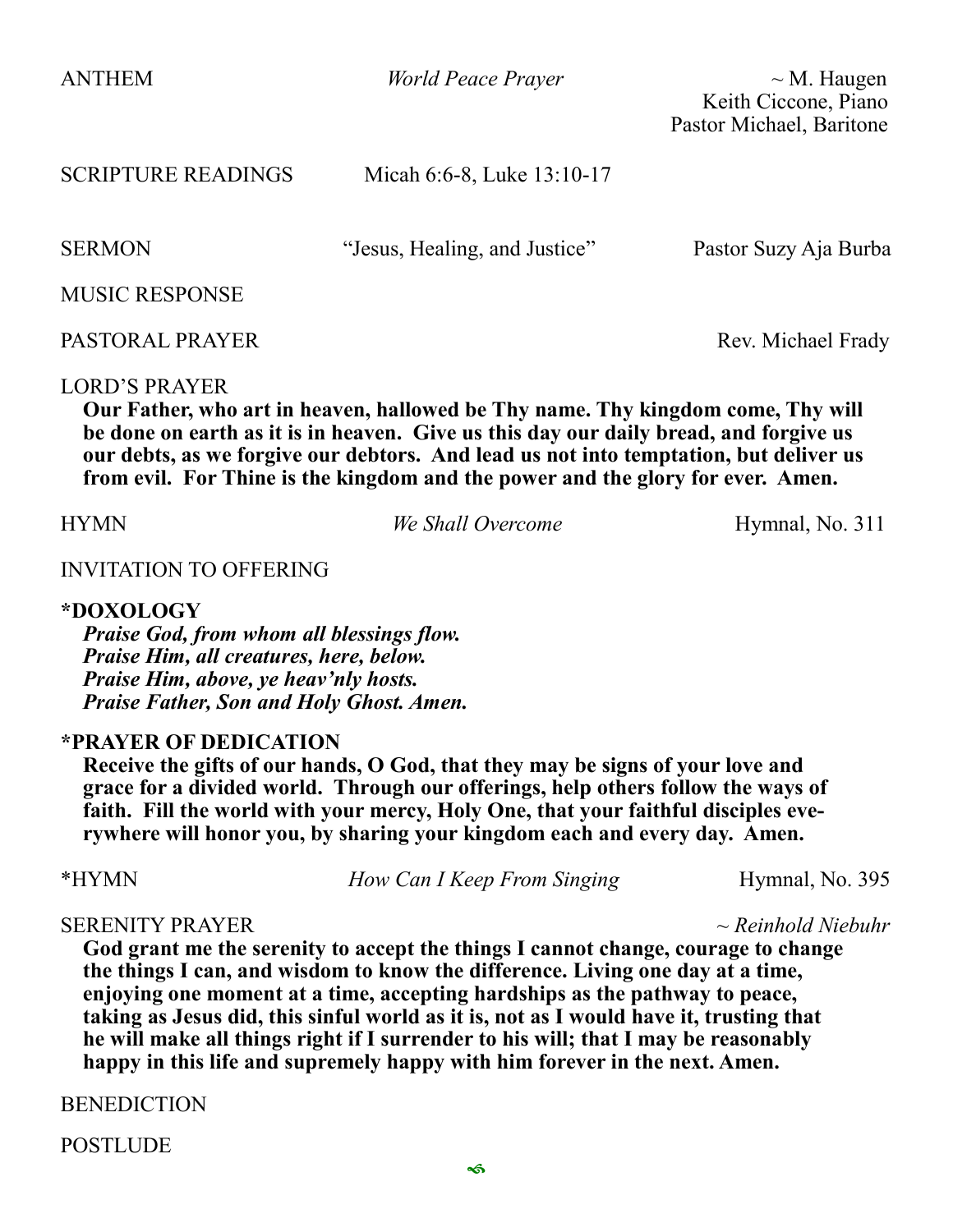ANTHEM *World Peace Prayer* ~ M. Haugen
Keith Ciccone, Piano
Pastor Michael, Baritone

SCRIPTURE READINGS Micah 6:6-8, Luke 13:10-17

SERMON "Jesus, Healing, and Justice" Pastor Suzy Aja Burba

MUSIC RESPONSE

PASTORAL PRAYER Rev. Michael Frady

LORD'S PRAYER

**Our Father, who art in heaven, hallowed be Thy name. Thy kingdom come, Thy will be done on earth as it is in heaven. Give us this day our daily bread, and forgive us our debts, as we forgive our debtors. And lead us not into temptation, but deliver us from evil. For Thine is the kingdom and the power and the glory for ever. Amen.**

HYMN *We Shall Overcome* Hymnal, No. 311

INVITATION TO OFFERING

**\*DOXOLOGY**

***Praise God, from whom all blessings flow.***
***Praise Him, all creatures, here, below.***
***Praise Him, above, ye heav'nly hosts.***
***Praise Father, Son and Holy Ghost. Amen.***

**\*PRAYER OF DEDICATION**

**Receive the gifts of our hands, O God, that they may be signs of your love and grace for a divided world. Through our offerings, help others follow the ways of faith. Fill the world with your mercy, Holy One, that your faithful disciples everywhere will honor you, by sharing your kingdom each and every day. Amen.**

\*HYMN *How Can I Keep From Singing* Hymnal, No. 395

SERENITY PRAYER *~ Reinhold Niebuhr*

**God grant me the serenity to accept the things I cannot change, courage to change the things I can, and wisdom to know the difference. Living one day at a time, enjoying one moment at a time, accepting hardships as the pathway to peace, taking as Jesus did, this sinful world as it is, not as I would have it, trusting that he will make all things right if I surrender to his will; that I may be reasonably happy in this life and supremely happy with him forever in the next. Amen.**

BENEDICTION

POSTLUDE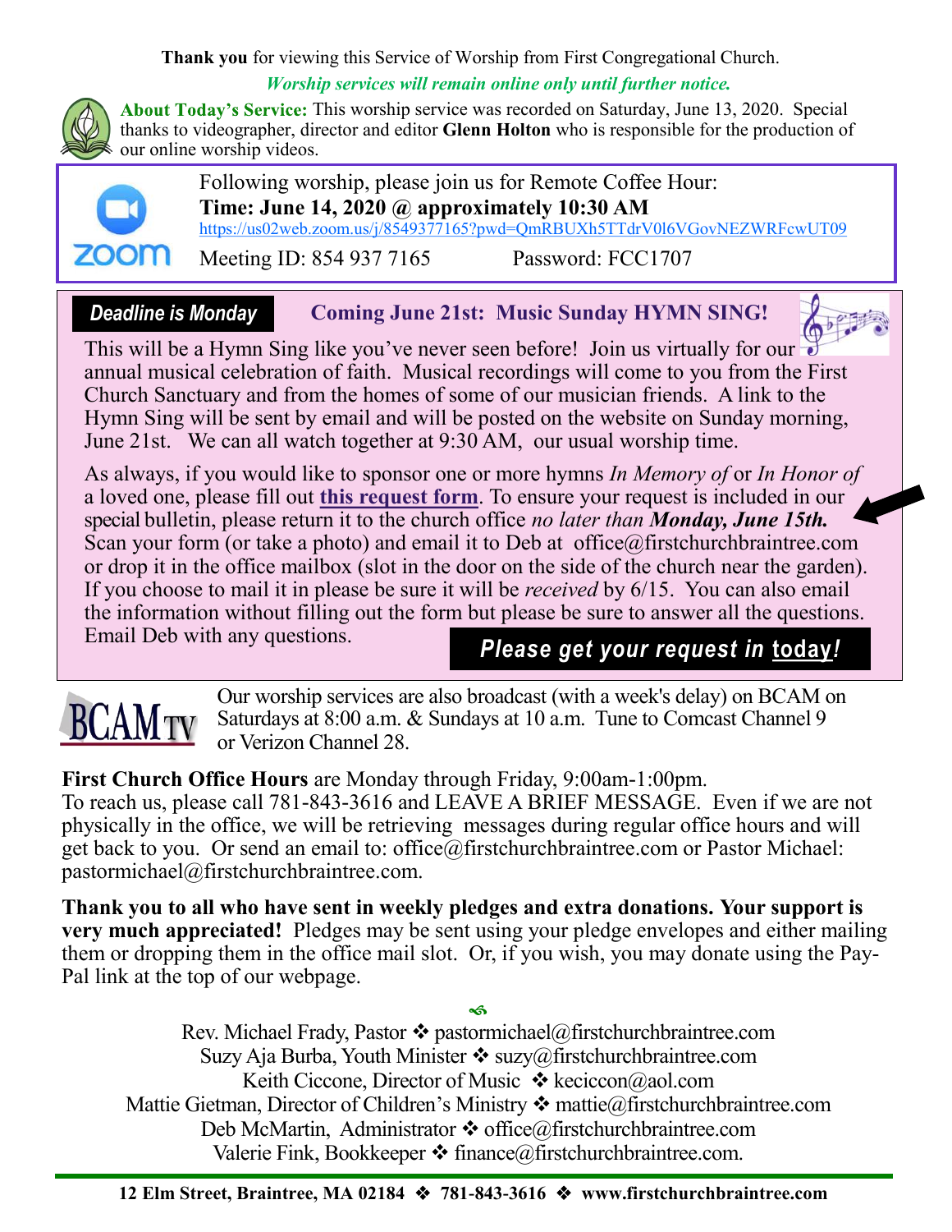**Thank you** for viewing this Service of Worship from First Congregational Church.

***Worship services will remain online only until further notice.***

**About Today's Service:** This worship service was recorded on Saturday, June 13, 2020. Special thanks to videographer, director and editor **Glenn Holton** who is responsible for the production of our online worship videos.

Following worship, please join us for Remote Coffee Hour:
**Time: June 14, 2020 @ approximately 10:30 AM**
https://us02web.zoom.us/j/8549377165?pwd=QmRBUXh5TTdrV0l6VGovNEZWRFcwUT09
Meeting ID: 854 937 7165 Password: FCC1707

***Deadline is Monday***

**Coming June 21st: Music Sunday HYMN SING!**

This will be a Hymn Sing like you've never seen before! Join us virtually for our annual musical celebration of faith. Musical recordings will come to you from the First Church Sanctuary and from the homes of some of our musician friends. A link to the Hymn Sing will be sent by email and will be posted on the website on Sunday morning, June 21st. We can all watch together at 9:30 AM, our usual worship time.

As always, if you would like to sponsor one or more hymns *In Memory of* or *In Honor of* a loved one, please fill out **this request form**. To ensure your request is included in our special bulletin, please return it to the church office *no later than* ***Monday, June 15th.*** Scan your form (or take a photo) and email it to Deb at office@firstchurchbraintree.com or drop it in the office mailbox (slot in the door on the side of the church near the garden). If you choose to mail it in please be sure it will be *received* by 6/15. You can also email the information without filling out the form but please be sure to answer all the questions. Email Deb with any questions.

***Please get your request in today!***

Our worship services are also broadcast (with a week's delay) on BCAM on Saturdays at 8:00 a.m. & Sundays at 10 a.m. Tune to Comcast Channel 9 or Verizon Channel 28.

**First Church Office Hours** are Monday through Friday, 9:00am-1:00pm.
To reach us, please call 781-843-3616 and LEAVE A BRIEF MESSAGE. Even if we are not physically in the office, we will be retrieving messages during regular office hours and will get back to you. Or send an email to: office@firstchurchbraintree.com or Pastor Michael: pastormichael@firstchurchbraintree.com.

**Thank you to all who have sent in weekly pledges and extra donations. Your support is very much appreciated!** Pledges may be sent using your pledge envelopes and either mailing them or dropping them in the office mail slot. Or, if you wish, you may donate using the Pay-Pal link at the top of our webpage.

Rev. Michael Frady, Pastor ❖ pastormichael@firstchurchbraintree.com
Suzy Aja Burba, Youth Minister ❖ suzy@firstchurchbraintree.com
Keith Ciccone, Director of Music ❖ keciccon@aol.com
Mattie Gietman, Director of Children's Ministry ❖ mattie@firstchurchbraintree.com
Deb McMartin, Administrator ❖ office@firstchurchbraintree.com
Valerie Fink, Bookkeeper ❖ finance@firstchurchbraintree.com.

**12 Elm Street, Braintree, MA 02184 ❖ 781-843-3616 ❖ www.firstchurchbraintree.com**